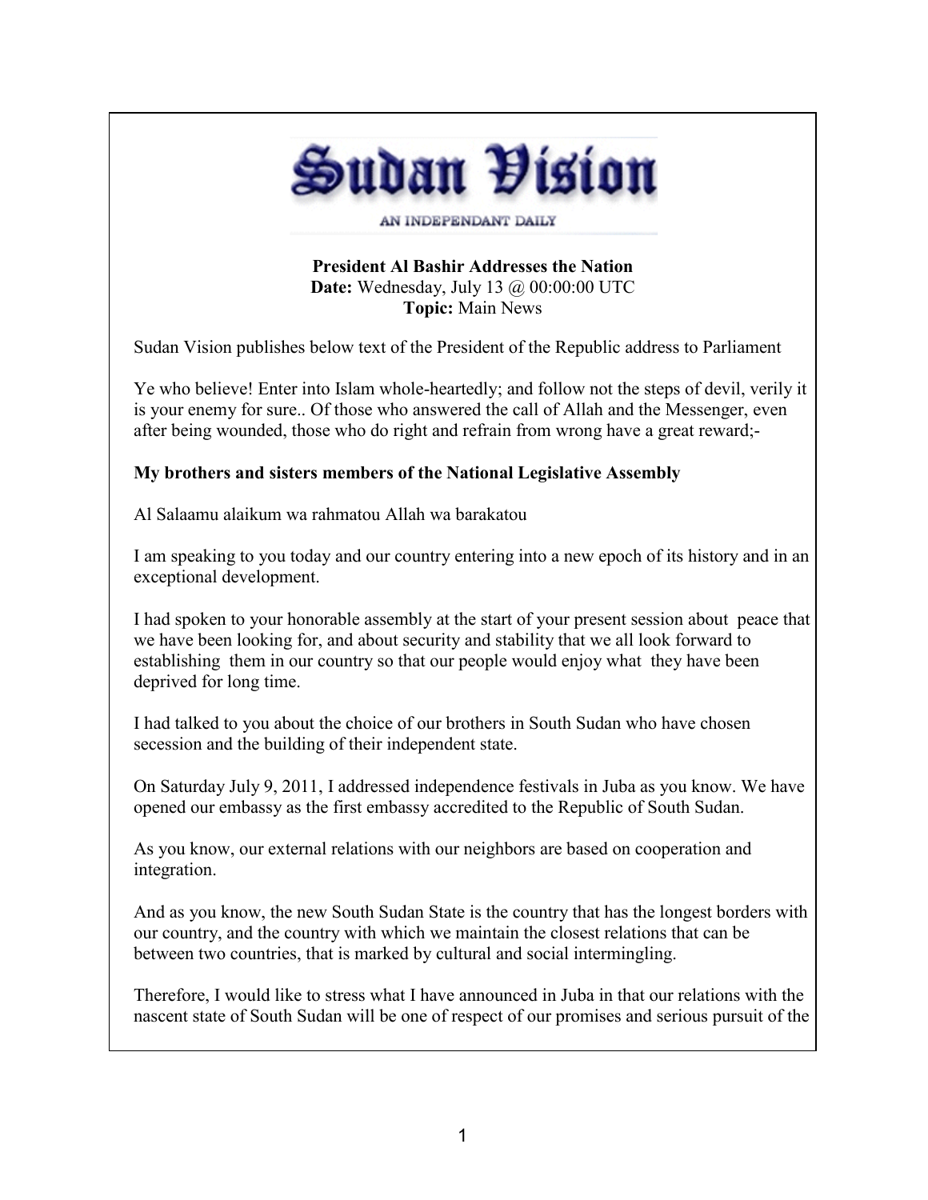# Sudan Vision

AN INDEPENDANT DAILY

**President Al Bashir Addresses the Nation**
**Date:** Wednesday, July 13 @ 00:00:00 UTC
**Topic:** Main News

Sudan Vision publishes below text of the President of the Republic address to Parliament

Ye who believe! Enter into Islam whole-heartedly; and follow not the steps of devil, verily it is your enemy for sure.. Of those who answered the call of Allah and the Messenger, even after being wounded, those who do right and refrain from wrong have a great reward;-

**My brothers and sisters members of the National Legislative Assembly**

Al Salaamu alaikum wa rahmatou Allah wa barakatou

I am speaking to you today and our country entering into a new epoch of its history and in an exceptional development.

I had spoken to your honorable assembly at the start of your present session about peace that we have been looking for, and about security and stability that we all look forward to establishing them in our country so that our people would enjoy what they have been deprived for long time.

I had talked to you about the choice of our brothers in South Sudan who have chosen secession and the building of their independent state.

On Saturday July 9, 2011, I addressed independence festivals in Juba as you know. We have opened our embassy as the first embassy accredited to the Republic of South Sudan.

As you know, our external relations with our neighbors are based on cooperation and integration.

And as you know, the new South Sudan State is the country that has the longest borders with our country, and the country with which we maintain the closest relations that can be between two countries, that is marked by cultural and social intermingling.

Therefore, I would like to stress what I have announced in Juba in that our relations with the nascent state of South Sudan will be one of respect of our promises and serious pursuit of the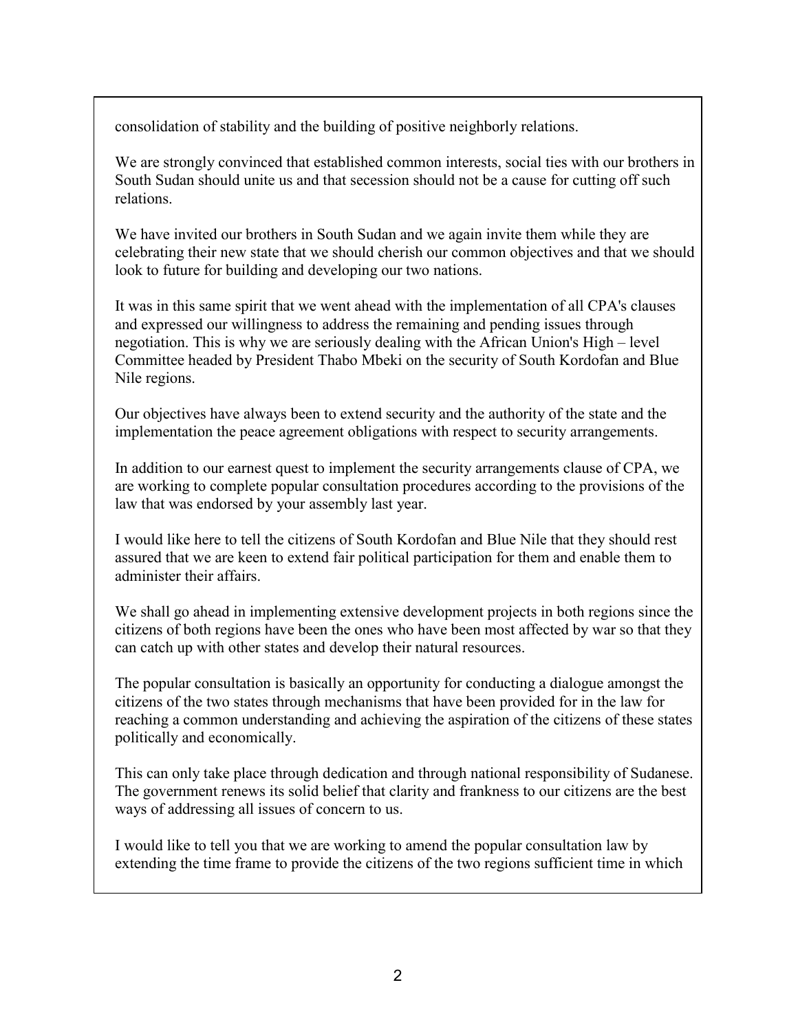consolidation of stability and the building of positive neighborly relations.

We are strongly convinced that established common interests, social ties with our brothers in South Sudan should unite us and that secession should not be a cause for cutting off such relations.

We have invited our brothers in South Sudan and we again invite them while they are celebrating their new state that we should cherish our common objectives and that we should look to future for building and developing our two nations.

It was in this same spirit that we went ahead with the implementation of all CPA's clauses and expressed our willingness to address the remaining and pending issues through negotiation. This is why we are seriously dealing with the African Union's High – level Committee headed by President Thabo Mbeki on the security of South Kordofan and Blue Nile regions.

Our objectives have always been to extend security and the authority of the state and the implementation the peace agreement obligations with respect to security arrangements.

In addition to our earnest quest to implement the security arrangements clause of CPA, we are working to complete popular consultation procedures according to the provisions of the law that was endorsed by your assembly last year.

I would like here to tell the citizens of South Kordofan and Blue Nile that they should rest assured that we are keen to extend fair political participation for them and enable them to administer their affairs.

We shall go ahead in implementing extensive development projects in both regions since the citizens of both regions have been the ones who have been most affected by war so that they can catch up with other states and develop their natural resources.

The popular consultation is basically an opportunity for conducting a dialogue amongst the citizens of the two states through mechanisms that have been provided for in the law for reaching a common understanding and achieving the aspiration of the citizens of these states politically and economically.

This can only take place through dedication and through national responsibility of Sudanese. The government renews its solid belief that clarity and frankness to our citizens are the best ways of addressing all issues of concern to us.

I would like to tell you that we are working to amend the popular consultation law by extending the time frame to provide the citizens of the two regions sufficient time in which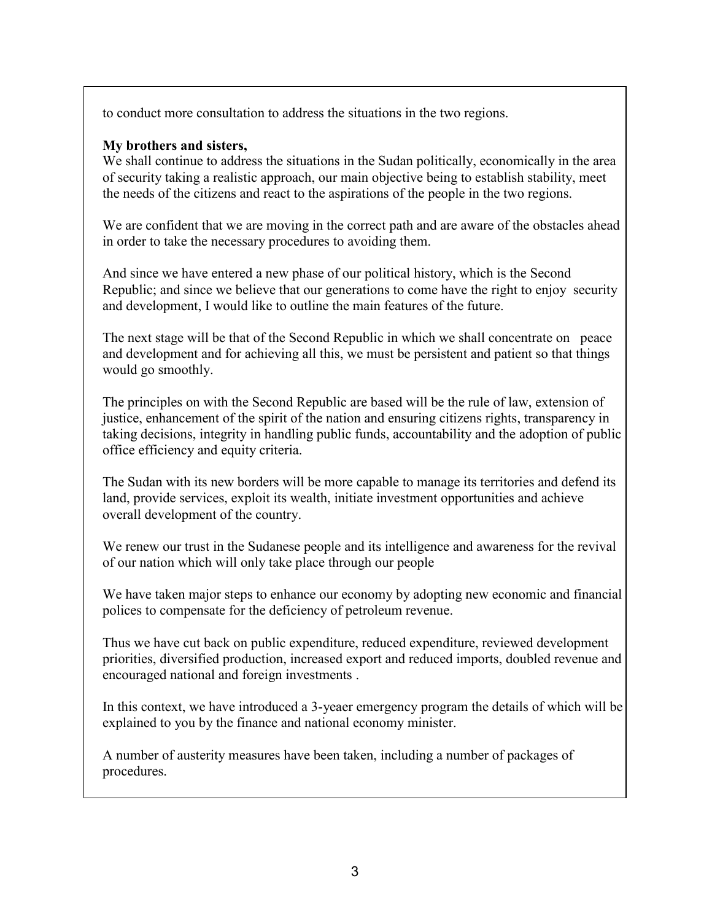to conduct more consultation to address the situations in the two regions.

**My brothers and sisters,**
We shall continue to address the situations in the Sudan politically, economically in the area of security taking a realistic approach, our main objective being to establish stability, meet the needs of the citizens and react to the aspirations of the people in the two regions.

We are confident that we are moving in the correct path and are aware of the obstacles ahead in order to take the necessary procedures to avoiding them.

And since we have entered a new phase of our political history, which is the Second Republic; and since we believe that our generations to come have the right to enjoy security and development, I would like to outline the main features of the future.

The next stage will be that of the Second Republic in which we shall concentrate on peace and development and for achieving all this, we must be persistent and patient so that things would go smoothly.

The principles on with the Second Republic are based will be the rule of law, extension of justice, enhancement of the spirit of the nation and ensuring citizens rights, transparency in taking decisions, integrity in handling public funds, accountability and the adoption of public office efficiency and equity criteria.

The Sudan with its new borders will be more capable to manage its territories and defend its land, provide services, exploit its wealth, initiate investment opportunities and achieve overall development of the country.

We renew our trust in the Sudanese people and its intelligence and awareness for the revival of our nation which will only take place through our people

We have taken major steps to enhance our economy by adopting new economic and financial polices to compensate for the deficiency of petroleum revenue.

Thus we have cut back on public expenditure, reduced expenditure, reviewed development priorities, diversified production, increased export and reduced imports, doubled revenue and encouraged national and foreign investments .

In this context, we have introduced a 3-yeaer emergency program the details of which will be explained to you by the finance and national economy minister.

A number of austerity measures have been taken, including a number of packages of procedures.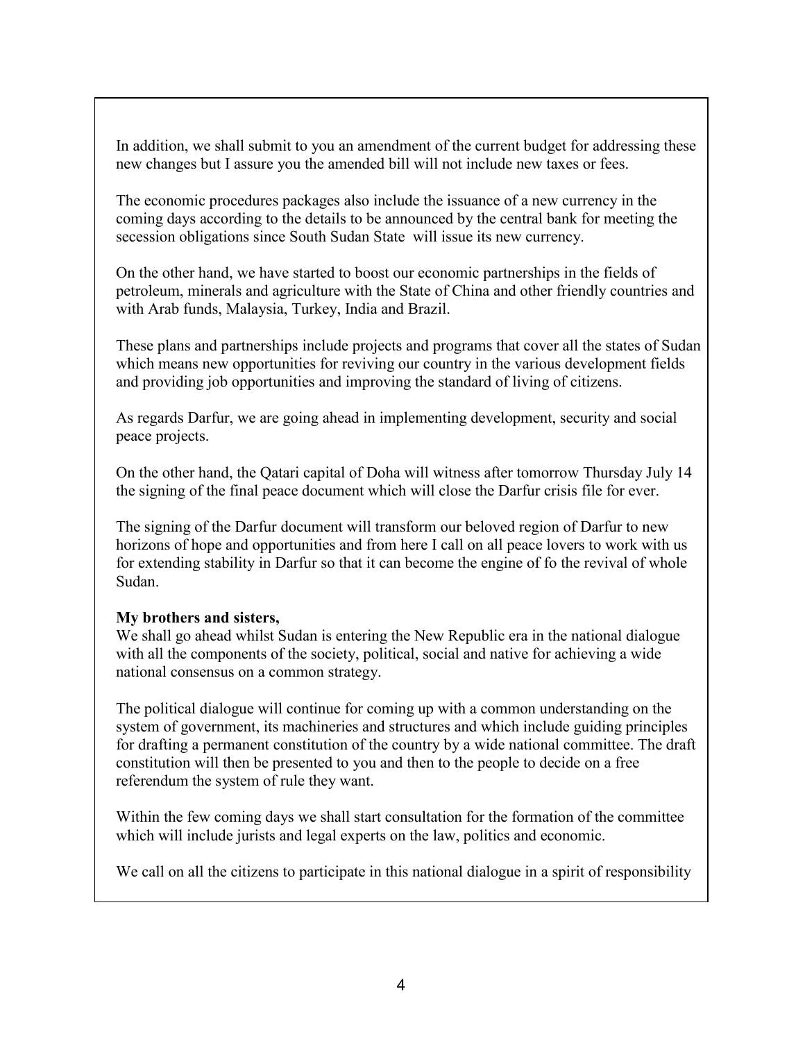In addition, we shall submit to you an amendment of the current budget for addressing these new changes but I assure you the amended bill will not include new taxes or fees.

The economic procedures packages also include the issuance of a new currency in the coming days according to the details to be announced by the central bank for meeting the secession obligations since South Sudan State will issue its new currency.

On the other hand, we have started to boost our economic partnerships in the fields of petroleum, minerals and agriculture with the State of China and other friendly countries and with Arab funds, Malaysia, Turkey, India and Brazil.

These plans and partnerships include projects and programs that cover all the states of Sudan which means new opportunities for reviving our country in the various development fields and providing job opportunities and improving the standard of living of citizens.

As regards Darfur, we are going ahead in implementing development, security and social peace projects.

On the other hand, the Qatari capital of Doha will witness after tomorrow Thursday July 14 the signing of the final peace document which will close the Darfur crisis file for ever.

The signing of the Darfur document will transform our beloved region of Darfur to new horizons of hope and opportunities and from here I call on all peace lovers to work with us for extending stability in Darfur so that it can become the engine of fo the revival of whole Sudan.

**My brothers and sisters,**
We shall go ahead whilst Sudan is entering the New Republic era in the national dialogue with all the components of the society, political, social and native for achieving a wide national consensus on a common strategy.

The political dialogue will continue for coming up with a common understanding on the system of government, its machineries and structures and which include guiding principles for drafting a permanent constitution of the country by a wide national committee. The draft constitution will then be presented to you and then to the people to decide on a free referendum the system of rule they want.

Within the few coming days we shall start consultation for the formation of the committee which will include jurists and legal experts on the law, politics and economic.

We call on all the citizens to participate in this national dialogue in a spirit of responsibility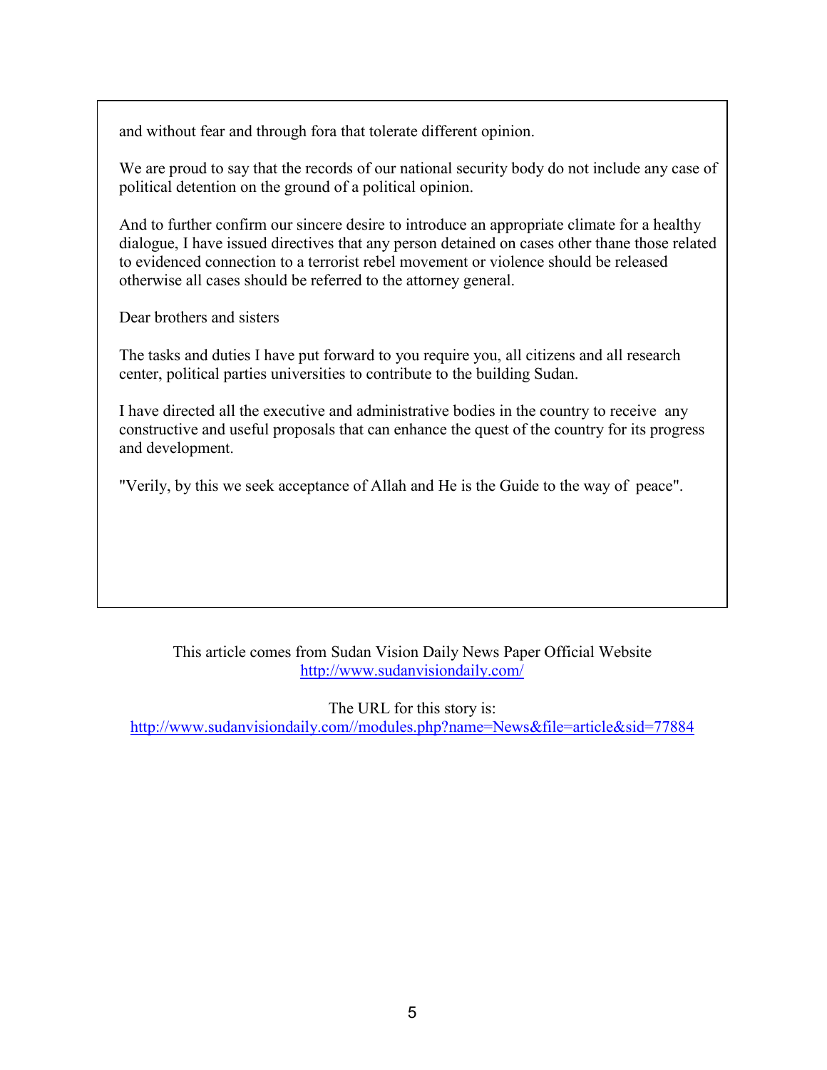and without fear and through fora that tolerate different opinion.

We are proud to say that the records of our national security body do not include any case of political detention on the ground of a political opinion.

And to further confirm our sincere desire to introduce an appropriate climate for a healthy dialogue, I have issued directives that any person detained on cases other thane those related to evidenced connection to a terrorist rebel movement or violence should be released otherwise all cases should be referred to the attorney general.

Dear brothers and sisters

The tasks and duties I have put forward to you require you, all citizens and all research center, political parties universities to contribute to the building Sudan.

I have directed all the executive and administrative bodies in the country to receive any constructive and useful proposals that can enhance the quest of the country for its progress and development.

"Verily, by this we seek acceptance of Allah and He is the Guide to the way of peace".

This article comes from Sudan Vision Daily News Paper Official Website
[http://www.sudanvisiondaily.com/](http://www.sudanvisiondaily.com/)

The URL for this story is:
[http://www.sudanvisiondaily.com//modules.php?name=News&file=article&sid=77884](http://www.sudanvisiondaily.com//modules.php?name=News&file=article&sid=77884)